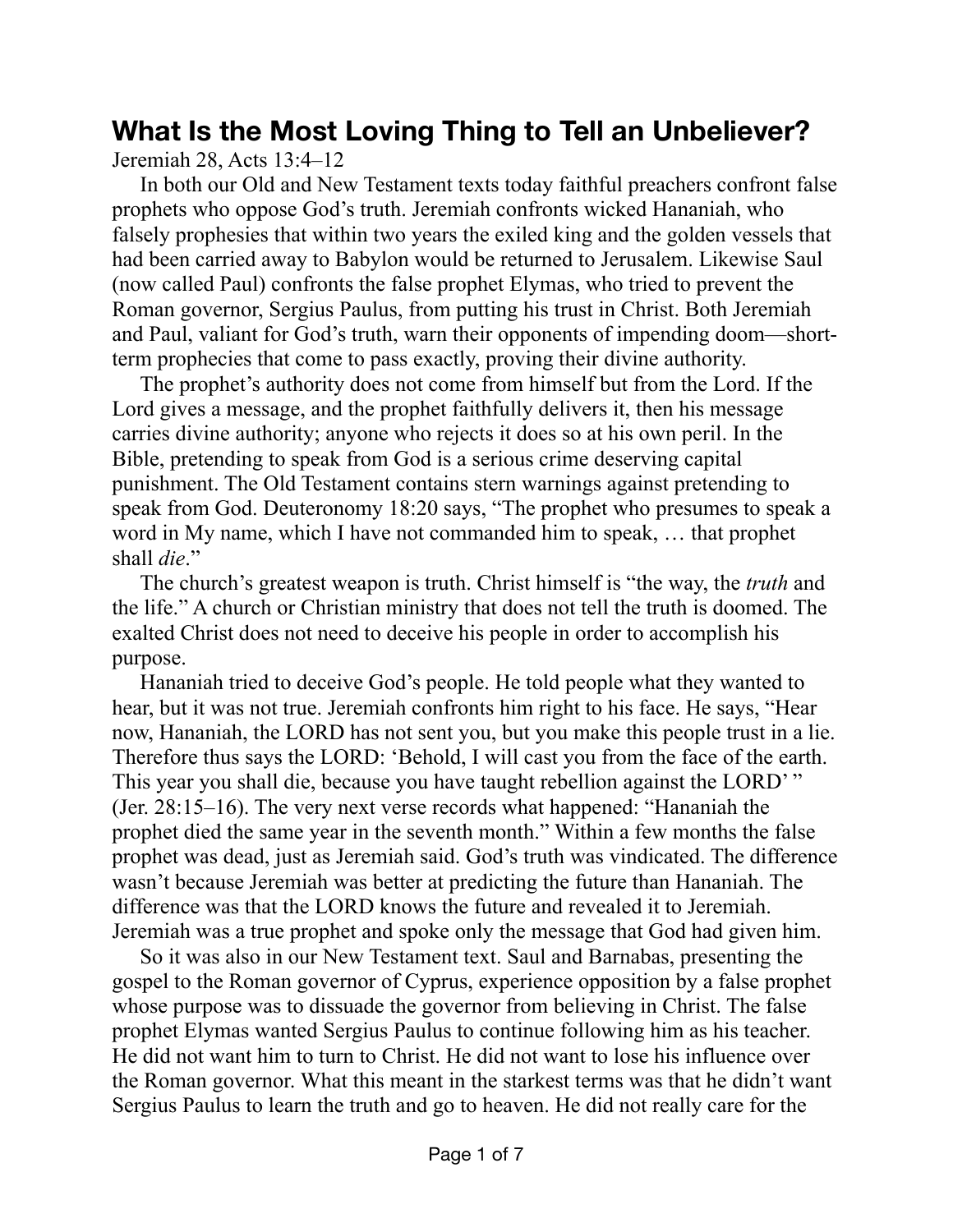# What Is the Most Loving Thing to Tell an Unbeliever?

Jeremiah 28, Acts 13:4–12

In both our Old and New Testament texts today faithful preachers confront false prophets who oppose God's truth. Jeremiah confronts wicked Hananiah, who falsely prophesies that within two years the exiled king and the golden vessels that had been carried away to Babylon would be returned to Jerusalem. Likewise Saul (now called Paul) confronts the false prophet Elymas, who tried to prevent the Roman governor, Sergius Paulus, from putting his trust in Christ. Both Jeremiah and Paul, valiant for God's truth, warn their opponents of impending doom—short-term prophecies that come to pass exactly, proving their divine authority.

The prophet's authority does not come from himself but from the Lord. If the Lord gives a message, and the prophet faithfully delivers it, then his message carries divine authority; anyone who rejects it does so at his own peril. In the Bible, pretending to speak from God is a serious crime deserving capital punishment. The Old Testament contains stern warnings against pretending to speak from God. Deuteronomy 18:20 says, "The prophet who presumes to speak a word in My name, which I have not commanded him to speak, … that prophet shall *die*."

The church's greatest weapon is truth. Christ himself is "the way, the *truth* and the life." A church or Christian ministry that does not tell the truth is doomed. The exalted Christ does not need to deceive his people in order to accomplish his purpose.

Hananiah tried to deceive God's people. He told people what they wanted to hear, but it was not true. Jeremiah confronts him right to his face. He says, "Hear now, Hananiah, the LORD has not sent you, but you make this people trust in a lie. Therefore thus says the LORD: 'Behold, I will cast you from the face of the earth. This year you shall die, because you have taught rebellion against the LORD' " (Jer. 28:15–16). The very next verse records what happened: "Hananiah the prophet died the same year in the seventh month." Within a few months the false prophet was dead, just as Jeremiah said. God's truth was vindicated. The difference wasn't because Jeremiah was better at predicting the future than Hananiah. The difference was that the LORD knows the future and revealed it to Jeremiah. Jeremiah was a true prophet and spoke only the message that God had given him.

So it was also in our New Testament text. Saul and Barnabas, presenting the gospel to the Roman governor of Cyprus, experience opposition by a false prophet whose purpose was to dissuade the governor from believing in Christ. The false prophet Elymas wanted Sergius Paulus to continue following him as his teacher. He did not want him to turn to Christ. He did not want to lose his influence over the Roman governor. What this meant in the starkest terms was that he didn't want Sergius Paulus to learn the truth and go to heaven. He did not really care for the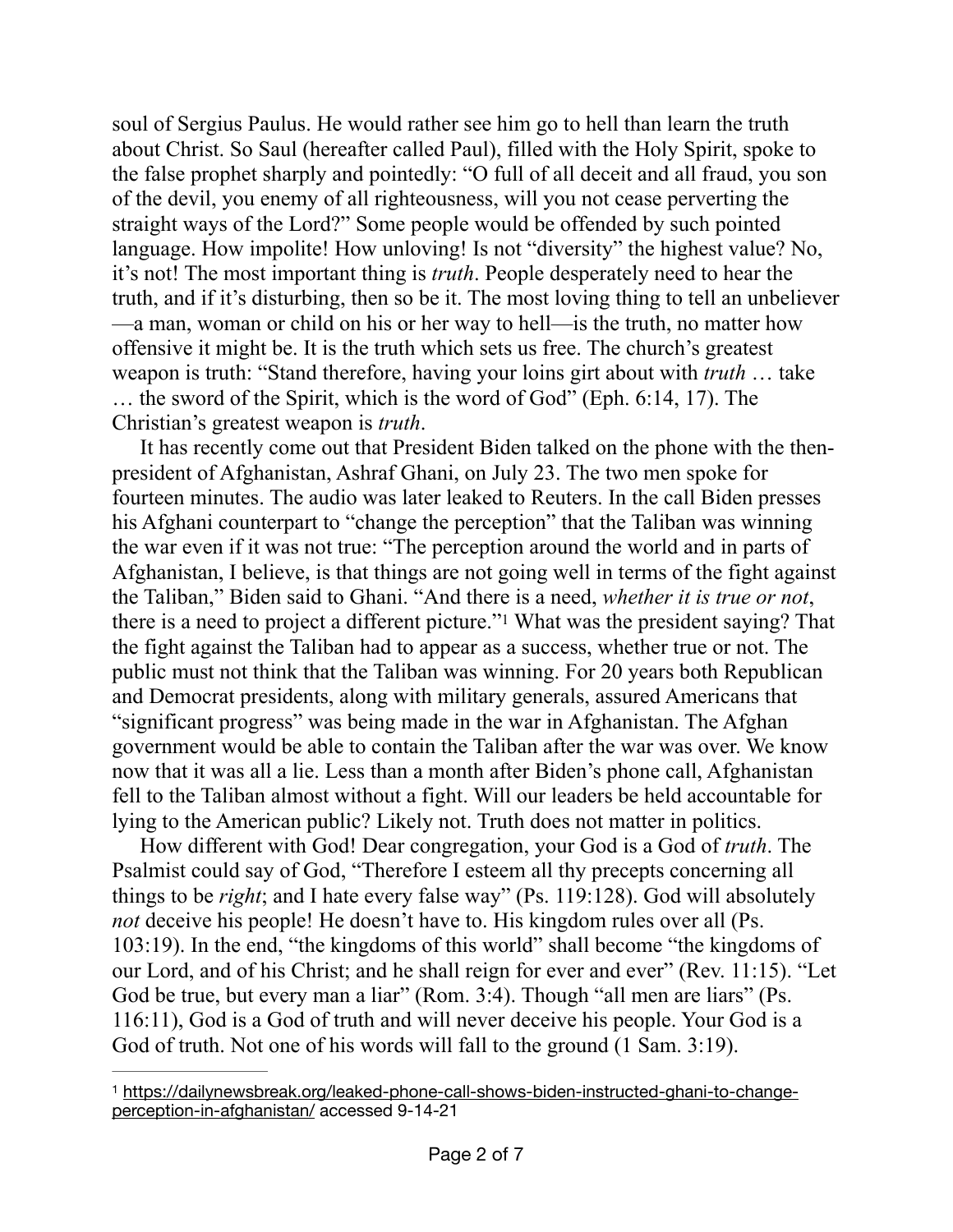soul of Sergius Paulus. He would rather see him go to hell than learn the truth about Christ. So Saul (hereafter called Paul), filled with the Holy Spirit, spoke to the false prophet sharply and pointedly: "O full of all deceit and all fraud, you son of the devil, you enemy of all righteousness, will you not cease perverting the straight ways of the Lord?" Some people would be offended by such pointed language. How impolite! How unloving! Is not "diversity" the highest value? No, it's not! The most important thing is *truth*. People desperately need to hear the truth, and if it's disturbing, then so be it. The most loving thing to tell an unbeliever—a man, woman or child on his or her way to hell—is the truth, no matter how offensive it might be. It is the truth which sets us free. The church's greatest weapon is truth: "Stand therefore, having your loins girt about with *truth* … take … the sword of the Spirit, which is the word of God" (Eph. 6:14, 17). The Christian's greatest weapon is *truth*.

It has recently come out that President Biden talked on the phone with the then-president of Afghanistan, Ashraf Ghani, on July 23. The two men spoke for fourteen minutes. The audio was later leaked to Reuters. In the call Biden presses his Afghani counterpart to "change the perception" that the Taliban was winning the war even if it was not true: "The perception around the world and in parts of Afghanistan, I believe, is that things are not going well in terms of the fight against the Taliban," Biden said to Ghani. "And there is a need, *whether it is true or not*, there is a need to project a different picture."[1] What was the president saying? That the fight against the Taliban had to appear as a success, whether true or not. The public must not think that the Taliban was winning. For 20 years both Republican and Democrat presidents, along with military generals, assured Americans that "significant progress" was being made in the war in Afghanistan. The Afghan government would be able to contain the Taliban after the war was over. We know now that it was all a lie. Less than a month after Biden's phone call, Afghanistan fell to the Taliban almost without a fight. Will our leaders be held accountable for lying to the American public? Likely not. Truth does not matter in politics.

How different with God! Dear congregation, your God is a God of *truth*. The Psalmist could say of God, "Therefore I esteem all thy precepts concerning all things to be *right*; and I hate every false way" (Ps. 119:128). God will absolutely *not* deceive his people! He doesn't have to. His kingdom rules over all (Ps. 103:19). In the end, "the kingdoms of this world" shall become "the kingdoms of our Lord, and of his Christ; and he shall reign for ever and ever" (Rev. 11:15). "Let God be true, but every man a liar" (Rom. 3:4). Though "all men are liars" (Ps. 116:11), God is a God of truth and will never deceive his people. Your God is a God of truth. Not one of his words will fall to the ground (1 Sam. 3:19).

---

[1] https://dailynewsbreak.org/leaked-phone-call-shows-biden-instructed-ghani-to-change-perception-in-afghanistan/ accessed 9-14-21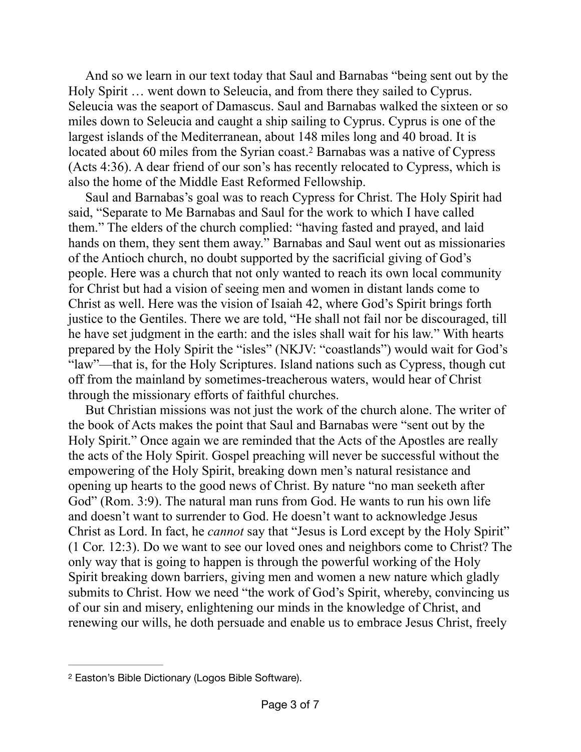And so we learn in our text today that Saul and Barnabas "being sent out by the Holy Spirit … went down to Seleucia, and from there they sailed to Cyprus. Seleucia was the seaport of Damascus. Saul and Barnabas walked the sixteen or so miles down to Seleucia and caught a ship sailing to Cyprus. Cyprus is one of the largest islands of the Mediterranean, about 148 miles long and 40 broad. It is located about 60 miles from the Syrian coast.[2] Barnabas was a native of Cypress (Acts 4:36). A dear friend of our son's has recently relocated to Cypress, which is also the home of the Middle East Reformed Fellowship.

Saul and Barnabas's goal was to reach Cypress for Christ. The Holy Spirit had said, "Separate to Me Barnabas and Saul for the work to which I have called them." The elders of the church complied: "having fasted and prayed, and laid hands on them, they sent them away." Barnabas and Saul went out as missionaries of the Antioch church, no doubt supported by the sacrificial giving of God's people. Here was a church that not only wanted to reach its own local community for Christ but had a vision of seeing men and women in distant lands come to Christ as well. Here was the vision of Isaiah 42, where God's Spirit brings forth justice to the Gentiles. There we are told, "He shall not fail nor be discouraged, till he have set judgment in the earth: and the isles shall wait for his law." With hearts prepared by the Holy Spirit the "isles" (NKJV: "coastlands") would wait for God's "law"—that is, for the Holy Scriptures. Island nations such as Cypress, though cut off from the mainland by sometimes-treacherous waters, would hear of Christ through the missionary efforts of faithful churches.

But Christian missions was not just the work of the church alone. The writer of the book of Acts makes the point that Saul and Barnabas were "sent out by the Holy Spirit." Once again we are reminded that the Acts of the Apostles are really the acts of the Holy Spirit. Gospel preaching will never be successful without the empowering of the Holy Spirit, breaking down men's natural resistance and opening up hearts to the good news of Christ. By nature "no man seeketh after God" (Rom. 3:9). The natural man runs from God. He wants to run his own life and doesn't want to surrender to God. He doesn't want to acknowledge Jesus Christ as Lord. In fact, he *cannot* say that "Jesus is Lord except by the Holy Spirit" (1 Cor. 12:3). Do we want to see our loved ones and neighbors come to Christ? The only way that is going to happen is through the powerful working of the Holy Spirit breaking down barriers, giving men and women a new nature which gladly submits to Christ. How we need "the work of God's Spirit, whereby, convincing us of our sin and misery, enlightening our minds in the knowledge of Christ, and renewing our wills, he doth persuade and enable us to embrace Jesus Christ, freely

---

[2] Easton's Bible Dictionary (Logos Bible Software).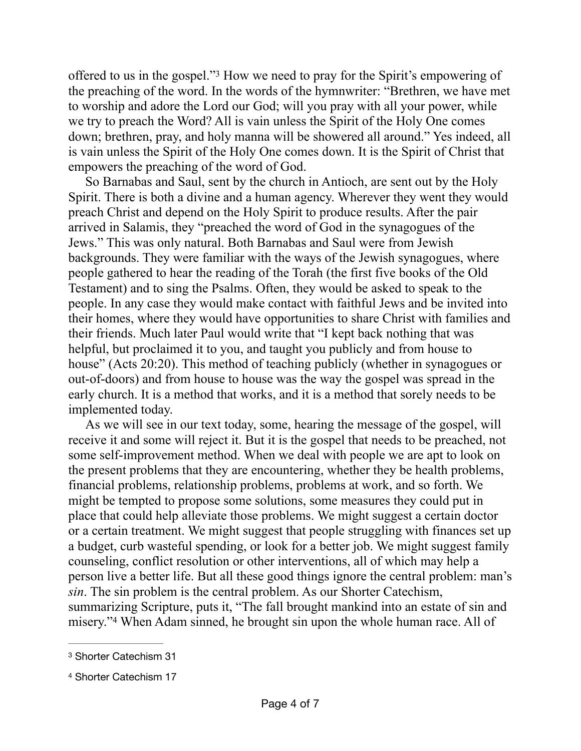offered to us in the gospel."[3] How we need to pray for the Spirit's empowering of the preaching of the word. In the words of the hymnwriter: "Brethren, we have met to worship and adore the Lord our God; will you pray with all your power, while we try to preach the Word? All is vain unless the Spirit of the Holy One comes down; brethren, pray, and holy manna will be showered all around." Yes indeed, all is vain unless the Spirit of the Holy One comes down. It is the Spirit of Christ that empowers the preaching of the word of God.

So Barnabas and Saul, sent by the church in Antioch, are sent out by the Holy Spirit. There is both a divine and a human agency. Wherever they went they would preach Christ and depend on the Holy Spirit to produce results. After the pair arrived in Salamis, they "preached the word of God in the synagogues of the Jews." This was only natural. Both Barnabas and Saul were from Jewish backgrounds. They were familiar with the ways of the Jewish synagogues, where people gathered to hear the reading of the Torah (the first five books of the Old Testament) and to sing the Psalms. Often, they would be asked to speak to the people. In any case they would make contact with faithful Jews and be invited into their homes, where they would have opportunities to share Christ with families and their friends. Much later Paul would write that "I kept back nothing that was helpful, but proclaimed it to you, and taught you publicly and from house to house" (Acts 20:20). This method of teaching publicly (whether in synagogues or out-of-doors) and from house to house was the way the gospel was spread in the early church. It is a method that works, and it is a method that sorely needs to be implemented today.

As we will see in our text today, some, hearing the message of the gospel, will receive it and some will reject it. But it is the gospel that needs to be preached, not some self-improvement method. When we deal with people we are apt to look on the present problems that they are encountering, whether they be health problems, financial problems, relationship problems, problems at work, and so forth. We might be tempted to propose some solutions, some measures they could put in place that could help alleviate those problems. We might suggest a certain doctor or a certain treatment. We might suggest that people struggling with finances set up a budget, curb wasteful spending, or look for a better job. We might suggest family counseling, conflict resolution or other interventions, all of which may help a person live a better life. But all these good things ignore the central problem: man's *sin*. The sin problem is the central problem. As our Shorter Catechism, summarizing Scripture, puts it, "The fall brought mankind into an estate of sin and misery."[4] When Adam sinned, he brought sin upon the whole human race. All of

---

[3] Shorter Catechism 31

[4] Shorter Catechism 17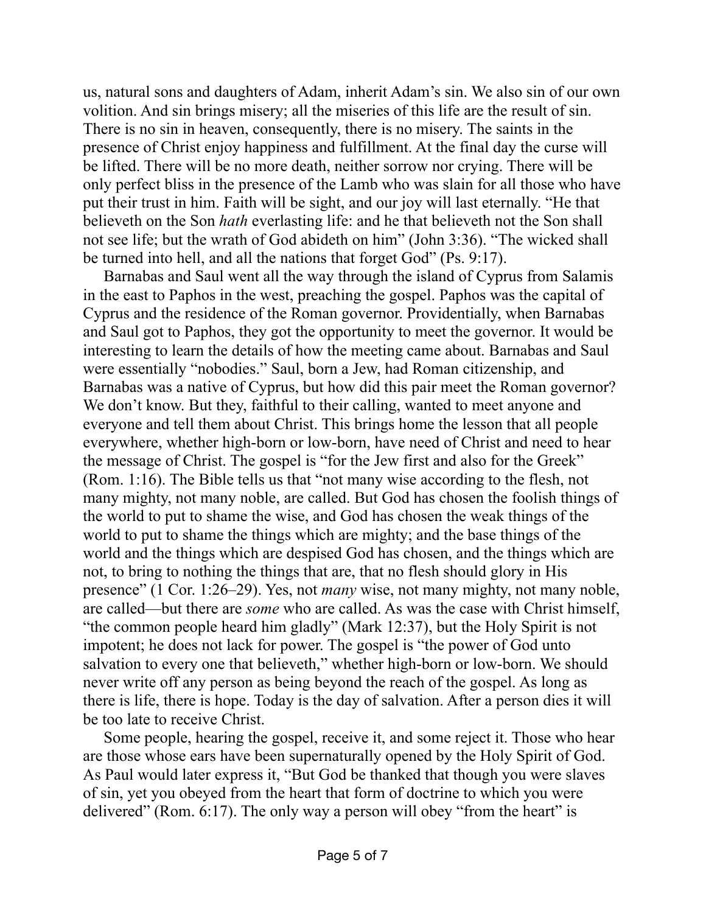us, natural sons and daughters of Adam, inherit Adam's sin. We also sin of our own volition. And sin brings misery; all the miseries of this life are the result of sin. There is no sin in heaven, consequently, there is no misery. The saints in the presence of Christ enjoy happiness and fulfillment. At the final day the curse will be lifted. There will be no more death, neither sorrow nor crying. There will be only perfect bliss in the presence of the Lamb who was slain for all those who have put their trust in him. Faith will be sight, and our joy will last eternally. "He that believeth on the Son *hath* everlasting life: and he that believeth not the Son shall not see life; but the wrath of God abideth on him" (John 3:36). "The wicked shall be turned into hell, and all the nations that forget God" (Ps. 9:17).

Barnabas and Saul went all the way through the island of Cyprus from Salamis in the east to Paphos in the west, preaching the gospel. Paphos was the capital of Cyprus and the residence of the Roman governor. Providentially, when Barnabas and Saul got to Paphos, they got the opportunity to meet the governor. It would be interesting to learn the details of how the meeting came about. Barnabas and Saul were essentially "nobodies." Saul, born a Jew, had Roman citizenship, and Barnabas was a native of Cyprus, but how did this pair meet the Roman governor? We don't know. But they, faithful to their calling, wanted to meet anyone and everyone and tell them about Christ. This brings home the lesson that all people everywhere, whether high-born or low-born, have need of Christ and need to hear the message of Christ. The gospel is "for the Jew first and also for the Greek" (Rom. 1:16). The Bible tells us that "not many wise according to the flesh, not many mighty, not many noble, are called. But God has chosen the foolish things of the world to put to shame the wise, and God has chosen the weak things of the world to put to shame the things which are mighty; and the base things of the world and the things which are despised God has chosen, and the things which are not, to bring to nothing the things that are, that no flesh should glory in His presence" (1 Cor. 1:26–29). Yes, not *many* wise, not many mighty, not many noble, are called—but there are *some* who are called. As was the case with Christ himself, "the common people heard him gladly" (Mark 12:37), but the Holy Spirit is not impotent; he does not lack for power. The gospel is "the power of God unto salvation to every one that believeth," whether high-born or low-born. We should never write off any person as being beyond the reach of the gospel. As long as there is life, there is hope. Today is the day of salvation. After a person dies it will be too late to receive Christ.

Some people, hearing the gospel, receive it, and some reject it. Those who hear are those whose ears have been supernaturally opened by the Holy Spirit of God. As Paul would later express it, "But God be thanked that though you were slaves of sin, yet you obeyed from the heart that form of doctrine to which you were delivered" (Rom. 6:17). The only way a person will obey "from the heart" is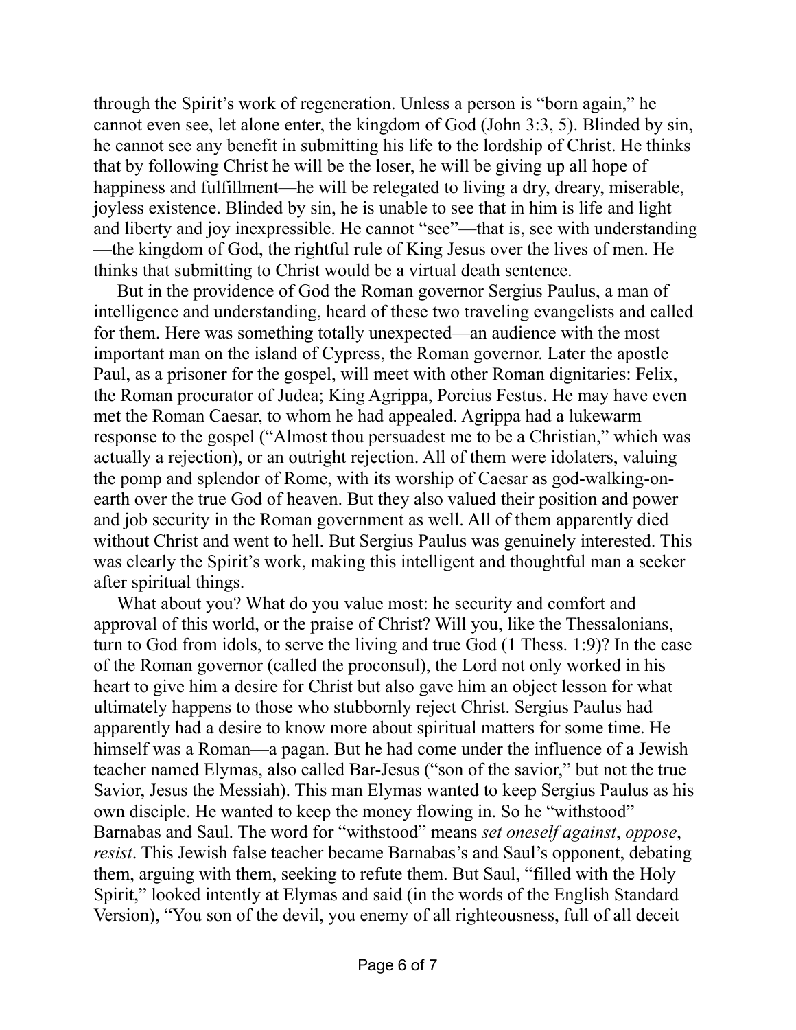through the Spirit's work of regeneration. Unless a person is "born again," he cannot even see, let alone enter, the kingdom of God (John 3:3, 5). Blinded by sin, he cannot see any benefit in submitting his life to the lordship of Christ. He thinks that by following Christ he will be the loser, he will be giving up all hope of happiness and fulfillment—he will be relegated to living a dry, dreary, miserable, joyless existence. Blinded by sin, he is unable to see that in him is life and light and liberty and joy inexpressible. He cannot "see"—that is, see with understanding—the kingdom of God, the rightful rule of King Jesus over the lives of men. He thinks that submitting to Christ would be a virtual death sentence.

But in the providence of God the Roman governor Sergius Paulus, a man of intelligence and understanding, heard of these two traveling evangelists and called for them. Here was something totally unexpected—an audience with the most important man on the island of Cypress, the Roman governor. Later the apostle Paul, as a prisoner for the gospel, will meet with other Roman dignitaries: Felix, the Roman procurator of Judea; King Agrippa, Porcius Festus. He may have even met the Roman Caesar, to whom he had appealed. Agrippa had a lukewarm response to the gospel ("Almost thou persuadest me to be a Christian," which was actually a rejection), or an outright rejection. All of them were idolaters, valuing the pomp and splendor of Rome, with its worship of Caesar as god-walking-on-earth over the true God of heaven. But they also valued their position and power and job security in the Roman government as well. All of them apparently died without Christ and went to hell. But Sergius Paulus was genuinely interested. This was clearly the Spirit's work, making this intelligent and thoughtful man a seeker after spiritual things.

What about you? What do you value most: he security and comfort and approval of this world, or the praise of Christ? Will you, like the Thessalonians, turn to God from idols, to serve the living and true God (1 Thess. 1:9)? In the case of the Roman governor (called the proconsul), the Lord not only worked in his heart to give him a desire for Christ but also gave him an object lesson for what ultimately happens to those who stubbornly reject Christ. Sergius Paulus had apparently had a desire to know more about spiritual matters for some time. He himself was a Roman—a pagan. But he had come under the influence of a Jewish teacher named Elymas, also called Bar-Jesus ("son of the savior," but not the true Savior, Jesus the Messiah). This man Elymas wanted to keep Sergius Paulus as his own disciple. He wanted to keep the money flowing in. So he "withstood" Barnabas and Saul. The word for "withstood" means *set oneself against*, *oppose*, *resist*. This Jewish false teacher became Barnabas's and Saul's opponent, debating them, arguing with them, seeking to refute them. But Saul, "filled with the Holy Spirit," looked intently at Elymas and said (in the words of the English Standard Version), "You son of the devil, you enemy of all righteousness, full of all deceit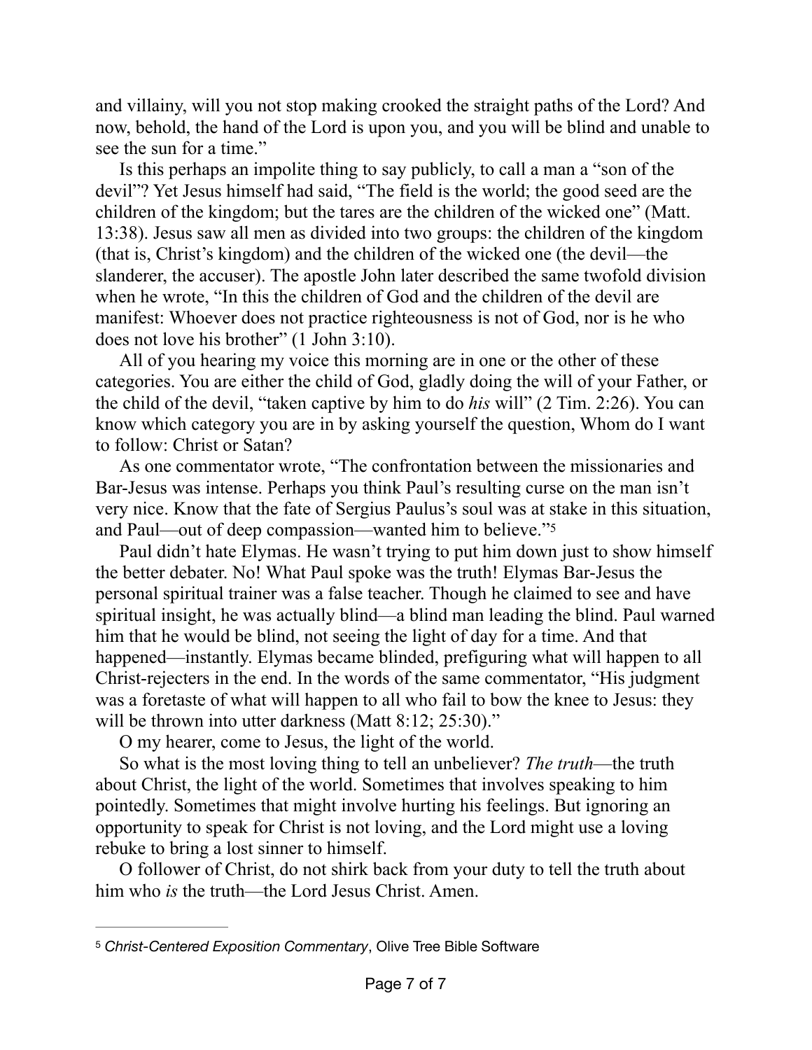and villainy, will you not stop making crooked the straight paths of the Lord? And now, behold, the hand of the Lord is upon you, and you will be blind and unable to see the sun for a time."

Is this perhaps an impolite thing to say publicly, to call a man a "son of the devil"? Yet Jesus himself had said, "The field is the world; the good seed are the children of the kingdom; but the tares are the children of the wicked one" (Matt. 13:38). Jesus saw all men as divided into two groups: the children of the kingdom (that is, Christ's kingdom) and the children of the wicked one (the devil—the slanderer, the accuser). The apostle John later described the same twofold division when he wrote, "In this the children of God and the children of the devil are manifest: Whoever does not practice righteousness is not of God, nor is he who does not love his brother" (1 John 3:10).

All of you hearing my voice this morning are in one or the other of these categories. You are either the child of God, gladly doing the will of your Father, or the child of the devil, "taken captive by him to do *his* will" (2 Tim. 2:26). You can know which category you are in by asking yourself the question, Whom do I want to follow: Christ or Satan?

As one commentator wrote, "The confrontation between the missionaries and Bar-Jesus was intense. Perhaps you think Paul's resulting curse on the man isn't very nice. Know that the fate of Sergius Paulus's soul was at stake in this situation, and Paul—out of deep compassion—wanted him to believe."[5]

Paul didn't hate Elymas. He wasn't trying to put him down just to show himself the better debater. No! What Paul spoke was the truth! Elymas Bar-Jesus the personal spiritual trainer was a false teacher. Though he claimed to see and have spiritual insight, he was actually blind—a blind man leading the blind. Paul warned him that he would be blind, not seeing the light of day for a time. And that happened—instantly. Elymas became blinded, prefiguring what will happen to all Christ-rejecters in the end. In the words of the same commentator, "His judgment was a foretaste of what will happen to all who fail to bow the knee to Jesus: they will be thrown into utter darkness (Matt 8:12; 25:30)."

O my hearer, come to Jesus, the light of the world.

So what is the most loving thing to tell an unbeliever? *The truth*—the truth about Christ, the light of the world. Sometimes that involves speaking to him pointedly. Sometimes that might involve hurting his feelings. But ignoring an opportunity to speak for Christ is not loving, and the Lord might use a loving rebuke to bring a lost sinner to himself.

O follower of Christ, do not shirk back from your duty to tell the truth about him who *is* the truth—the Lord Jesus Christ. Amen.

---

[5] *Christ-Centered Exposition Commentary*, Olive Tree Bible Software